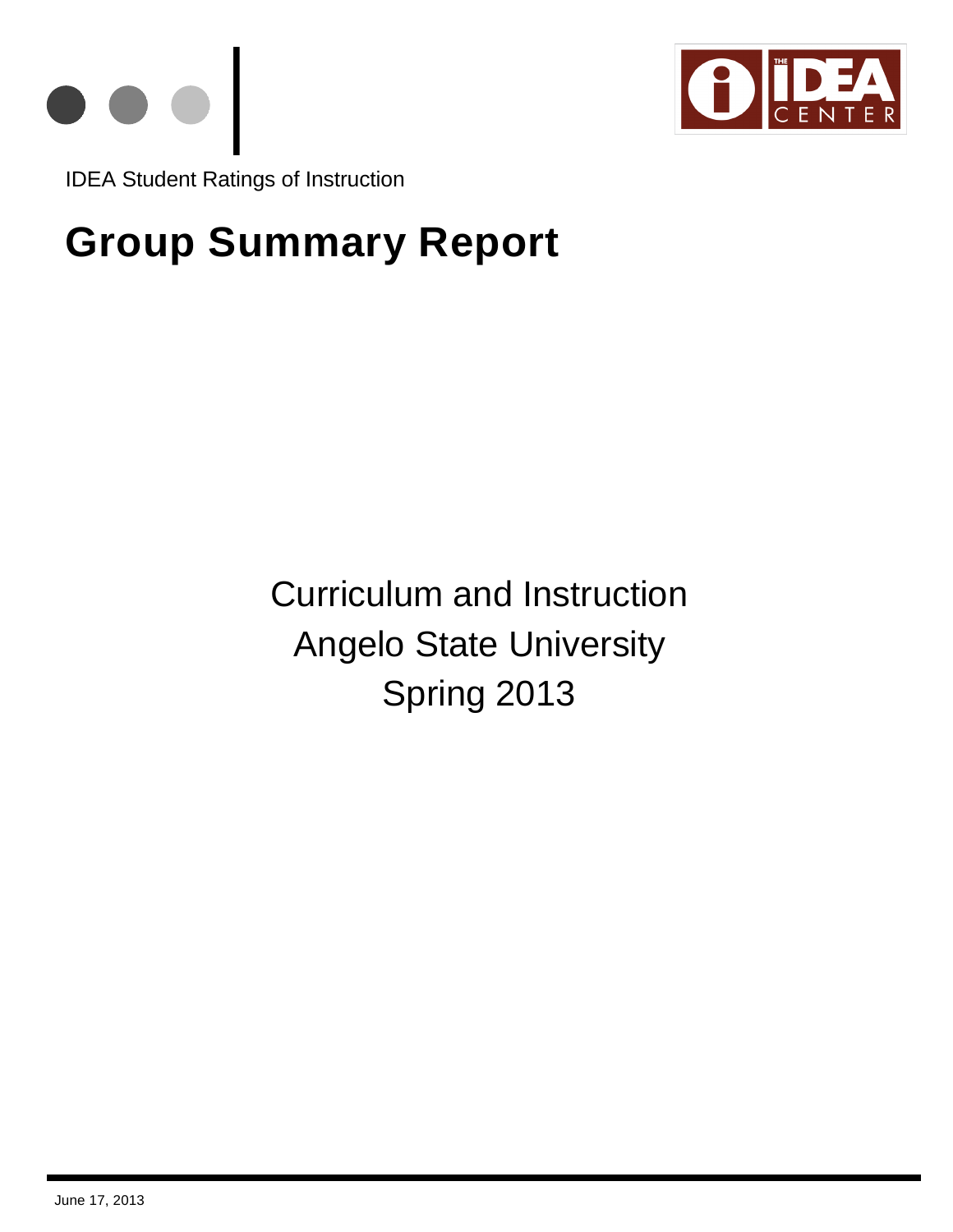IDEA Student Ratings of Instruction

# Group Summary Report

Curriculum and Instruction

Angelo State University

Spring 2013

June 17, 2013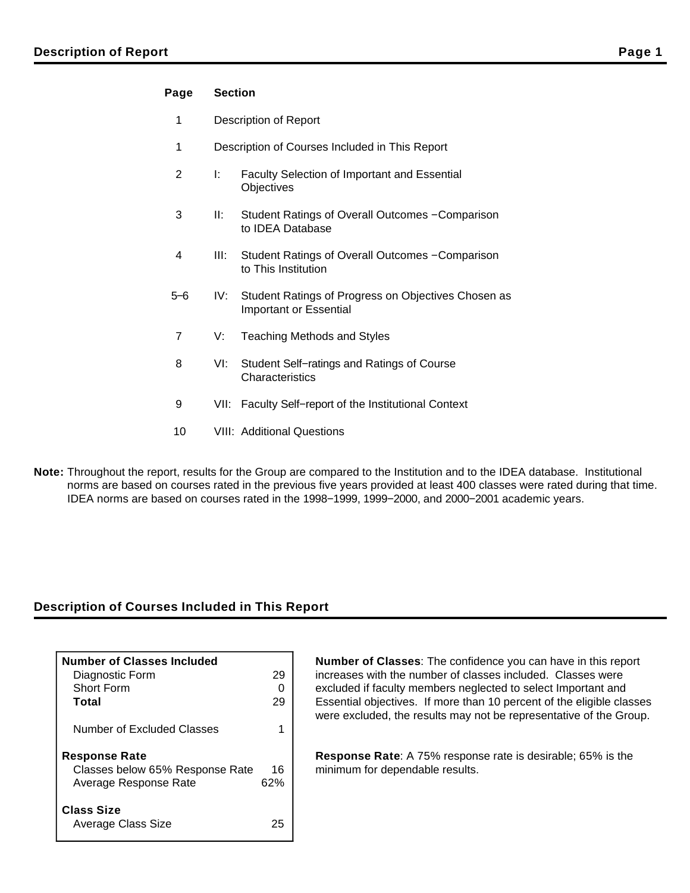## Description of Report

| Page | Section | |
|---|---|---|
| 1 | Description of Report | |
| 1 | Description of Courses Included in This Report | |
| 2 | I: | Faculty Selection of Important and Essential Objectives |
| 3 | II: | Student Ratings of Overall Outcomes −Comparison to IDEA Database |
| 4 | III: | Student Ratings of Overall Outcomes −Comparison to This Institution |
| 5–6 | IV: | Student Ratings of Progress on Objectives Chosen as Important or Essential |
| 7 | V: | Teaching Methods and Styles |
| 8 | VI: | Student Self−ratings and Ratings of Course Characteristics |
| 9 | VII: | Faculty Self−report of the Institutional Context |
| 10 | VIII: | Additional Questions |

**Note:** Throughout the report, results for the Group are compared to the Institution and to the IDEA database. Institutional norms are based on courses rated in the previous five years provided at least 400 classes were rated during that time. IDEA norms are based on courses rated in the 1998−1999, 1999−2000, and 2000−2001 academic years.

## Description of Courses Included in This Report

| | |
|---|---|
| **Number of Classes Included** | |
| Diagnostic Form | 29 |
| Short Form | 0 |
| **Total** | 29 |
| Number of Excluded Classes | 1 |
| **Response Rate** | |
| Classes below 65% Response Rate | 16 |
| Average Response Rate | 62% |
| **Class Size** | |
| Average Class Size | 25 |

**Number of Classes**: The confidence you can have in this report increases with the number of classes included. Classes were excluded if faculty members neglected to select Important and Essential objectives. If more than 10 percent of the eligible classes were excluded, the results may not be representative of the Group.

**Response Rate**: A 75% response rate is desirable; 65% is the minimum for dependable results.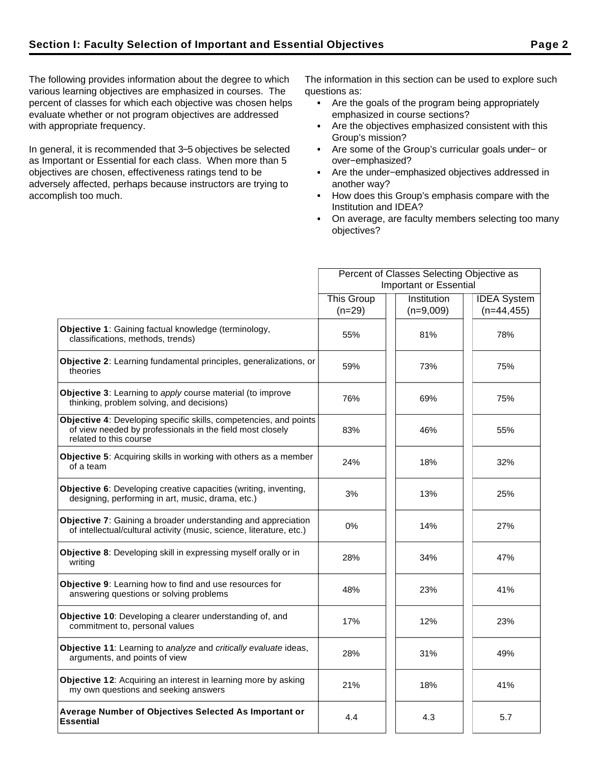## Section I: Faculty Selection of Important and Essential Objectives

The following provides information about the degree to which various learning objectives are emphasized in courses. The percent of classes for which each objective was chosen helps evaluate whether or not program objectives are addressed with appropriate frequency.

In general, it is recommended that 3–5 objectives be selected as Important or Essential for each class. When more than 5 objectives are chosen, effectiveness ratings tend to be adversely affected, perhaps because instructors are trying to accomplish too much.

The information in this section can be used to explore such questions as:

- Are the goals of the program being appropriately emphasized in course sections?
- Are the objectives emphasized consistent with this Group's mission?
- Are some of the Group's curricular goals under− or over−emphasized?
- Are the under−emphasized objectives addressed in another way?
- How does this Group's emphasis compare with the Institution and IDEA?
- On average, are faculty members selecting too many objectives?

| | Percent of Classes Selecting Objective as Important or Essential | | |
|---|---|---|---|
| | This Group (n=29) | Institution (n=9,009) | IDEA System (n=44,455) |
| **Objective 1**: Gaining factual knowledge (terminology, classifications, methods, trends) | 55% | 81% | 78% |
| **Objective 2**: Learning fundamental principles, generalizations, or theories | 59% | 73% | 75% |
| **Objective 3**: Learning to *apply* course material (to improve thinking, problem solving, and decisions) | 76% | 69% | 75% |
| **Objective 4**: Developing specific skills, competencies, and points of view needed by professionals in the field most closely related to this course | 83% | 46% | 55% |
| **Objective 5**: Acquiring skills in working with others as a member of a team | 24% | 18% | 32% |
| **Objective 6**: Developing creative capacities (writing, inventing, designing, performing in art, music, drama, etc.) | 3% | 13% | 25% |
| **Objective 7**: Gaining a broader understanding and appreciation of intellectual/cultural activity (music, science, literature, etc.) | 0% | 14% | 27% |
| **Objective 8**: Developing skill in expressing myself orally or in writing | 28% | 34% | 47% |
| **Objective 9**: Learning how to find and use resources for answering questions or solving problems | 48% | 23% | 41% |
| **Objective 10**: Developing a clearer understanding of, and commitment to, personal values | 17% | 12% | 23% |
| **Objective 11**: Learning to *analyze* and *critically evaluate* ideas, arguments, and points of view | 28% | 31% | 49% |
| **Objective 12**: Acquiring an interest in learning more by asking my own questions and seeking answers | 21% | 18% | 41% |
| **Average Number of Objectives Selected As Important or Essential** | 4.4 | 4.3 | 5.7 |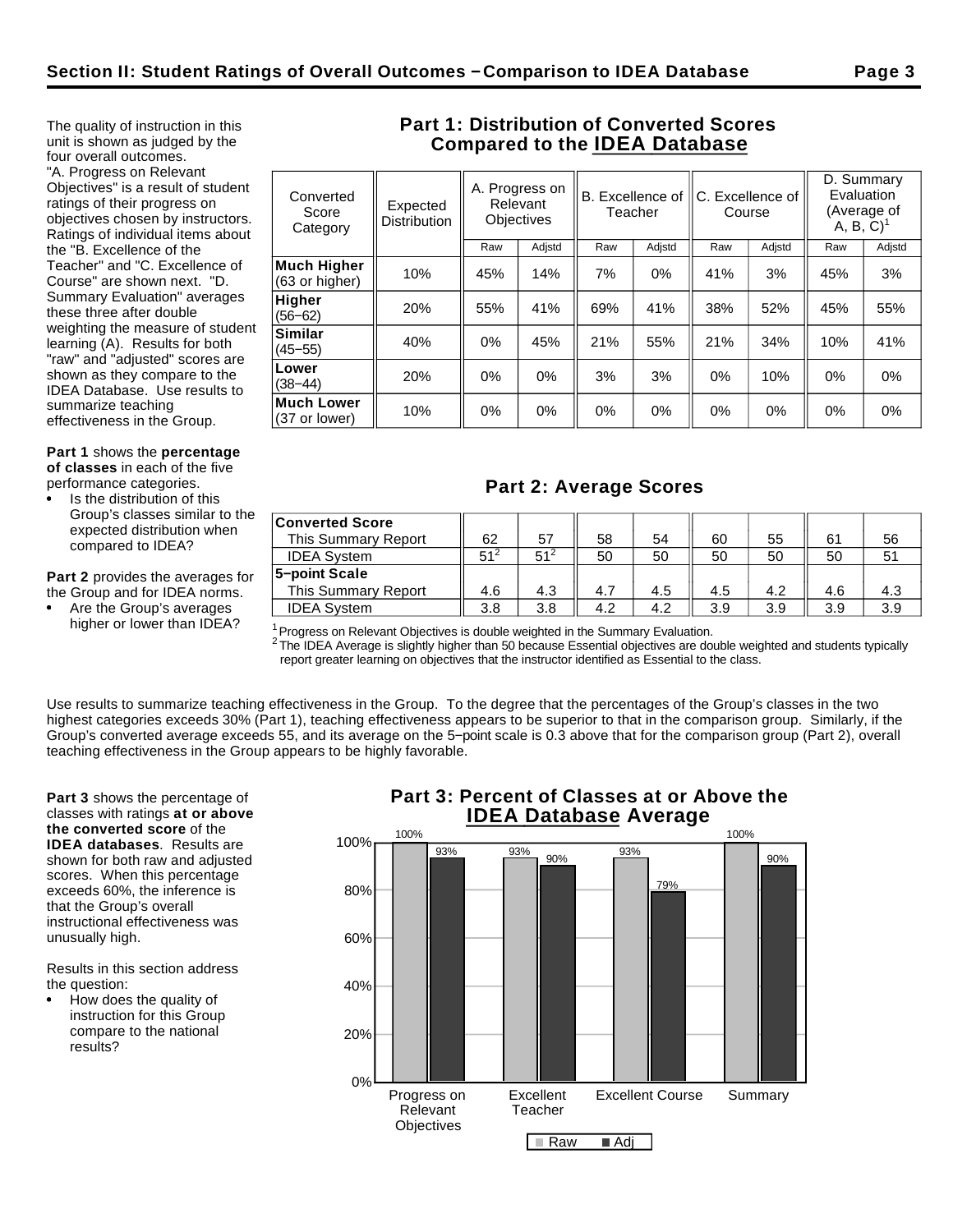## Section II: Student Ratings of Overall Outcomes – Comparison to IDEA Database

The quality of instruction in this unit is shown as judged by the four overall outcomes. "A. Progress on Relevant Objectives" is a result of student ratings of their progress on objectives chosen by instructors. Ratings of individual items about the "B. Excellence of the Teacher" and "C. Excellence of Course" are shown next. "D. Summary Evaluation" averages these three after double weighting the measure of student learning (A). Results for both "raw" and "adjusted" scores are shown as they compare to the IDEA Database. Use results to summarize teaching effectiveness in the Group.

**Part 1** shows the **percentage of classes** in each of the five performance categories.

- Is the distribution of this Group's classes similar to the expected distribution when compared to IDEA?

**Part 2** provides the averages for the Group and for IDEA norms.

- Are the Group's averages higher or lower than IDEA?

### Part 1: Distribution of Converted Scores Compared to the IDEA Database

| Converted Score Category | Expected Distribution | A. Progress on Relevant Objectives | | B. Excellence of Teacher | | C. Excellence of Course | | D. Summary Evaluation (Average of A, B, C)[1] | |
|---|---|---|---|---|---|---|---|---|---|
| | | Raw | Adjstd | Raw | Adjstd | Raw | Adjstd | Raw | Adjstd |
| **Much Higher** (63 or higher) | 10% | 45% | 14% | 7% | 0% | 41% | 3% | 45% | 3% |
| **Higher** (56–62) | 20% | 55% | 41% | 69% | 41% | 38% | 52% | 45% | 55% |
| **Similar** (45–55) | 40% | 0% | 45% | 21% | 55% | 21% | 34% | 10% | 41% |
| **Lower** (38–44) | 20% | 0% | 0% | 3% | 3% | 0% | 10% | 0% | 0% |
| **Much Lower** (37 or lower) | 10% | 0% | 0% | 0% | 0% | 0% | 0% | 0% | 0% |

### Part 2: Average Scores

| | A. Raw | A. Adjstd | B. Raw | B. Adjstd | C. Raw | C. Adjstd | D. Raw | D. Adjstd |
|---|---|---|---|---|---|---|---|---|
| **Converted Score** | | | | | | | | |
| This Summary Report | 62 | 57 | 58 | 54 | 60 | 55 | 61 | 56 |
| IDEA System | 51[2] | 51[2] | 50 | 50 | 50 | 50 | 50 | 51 |
| **5–point Scale** | | | | | | | | |
| This Summary Report | 4.6 | 4.3 | 4.7 | 4.5 | 4.5 | 4.2 | 4.6 | 4.3 |
| IDEA System | 3.8 | 3.8 | 4.2 | 4.2 | 3.9 | 3.9 | 3.9 | 3.9 |

[1] Progress on Relevant Objectives is double weighted in the Summary Evaluation.
[2] The IDEA Average is slightly higher than 50 because Essential objectives are double weighted and students typically report greater learning on objectives that the instructor identified as Essential to the class.

Use results to summarize teaching effectiveness in the Group. To the degree that the percentages of the Group's classes in the two highest categories exceeds 30% (Part 1), teaching effectiveness appears to be superior to that in the comparison group. Similarly, if the Group's converted average exceeds 55, and its average on the 5–point scale is 0.3 above that for the comparison group (Part 2), overall teaching effectiveness in the Group appears to be highly favorable.

**Part 3** shows the percentage of classes with ratings **at or above the converted score** of the **IDEA databases**. Results are shown for both raw and adjusted scores. When this percentage exceeds 60%, the inference is that the Group's overall instructional effectiveness was unusually high.

Results in this section address the question:

- How does the quality of instruction for this Group compare to the national results?

### Part 3: Percent of Classes at or Above the IDEA Database Average

100%
80%
60%
40%
20%
0%

Progress on Relevant Objectives: 100% 93%
Excellent Teacher: 93% 90%
Excellent Course: 93% 79%
Summary: 100% 90%

Raw Adj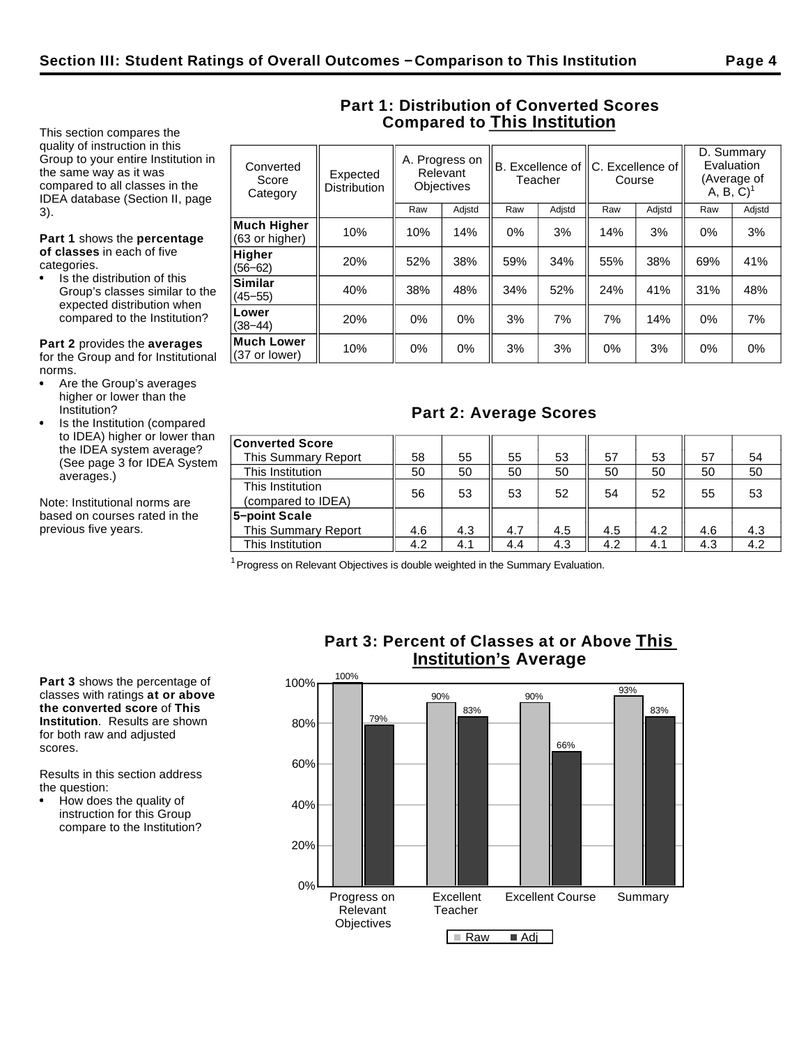## Section III: Student Ratings of Overall Outcomes – Comparison to This Institution

This section compares the quality of instruction in this Group to your entire Institution in the same way as it was compared to all classes in the IDEA database (Section II, page 3).

**Part 1** shows the **percentage of classes** in each of five categories.

- Is the distribution of this Group's classes similar to the expected distribution when compared to the Institution?

**Part 2** provides the **averages** for the Group and for Institutional norms.

- Are the Group's averages higher or lower than the Institution?
- Is the Institution (compared to IDEA) higher or lower than the IDEA system average? (See page 3 for IDEA System averages.)

Note: Institutional norms are based on courses rated in the previous five years.

### Part 1: Distribution of Converted Scores Compared to This Institution

| Converted Score Category | Expected Distribution | A. Progress on Relevant Objectives | | B. Excellence of Teacher | | C. Excellence of Course | | D. Summary Evaluation (Average of A, B, C)[1] | |
|---|---|---|---|---|---|---|---|---|---|
| | | Raw | Adjstd | Raw | Adjstd | Raw | Adjstd | Raw | Adjstd |
| **Much Higher** (63 or higher) | 10% | 10% | 14% | 0% | 3% | 14% | 3% | 0% | 3% |
| **Higher** (56–62) | 20% | 52% | 38% | 59% | 34% | 55% | 38% | 69% | 41% |
| **Similar** (45–55) | 40% | 38% | 48% | 34% | 52% | 24% | 41% | 31% | 48% |
| **Lower** (38–44) | 20% | 0% | 0% | 3% | 7% | 7% | 14% | 0% | 7% |
| **Much Lower** (37 or lower) | 10% | 0% | 0% | 3% | 3% | 0% | 3% | 0% | 0% |

### Part 2: Average Scores

| | A. Raw | A. Adjstd | B. Raw | B. Adjstd | C. Raw | C. Adjstd | D. Raw | D. Adjstd |
|---|---|---|---|---|---|---|---|---|
| **Converted Score** | | | | | | | | |
| This Summary Report | 58 | 55 | 55 | 53 | 57 | 53 | 57 | 54 |
| This Institution | 50 | 50 | 50 | 50 | 50 | 50 | 50 | 50 |
| This Institution (compared to IDEA) | 56 | 53 | 53 | 52 | 54 | 52 | 55 | 53 |
| **5–point Scale** | | | | | | | | |
| This Summary Report | 4.6 | 4.3 | 4.7 | 4.5 | 4.5 | 4.2 | 4.6 | 4.3 |
| This Institution | 4.2 | 4.1 | 4.4 | 4.3 | 4.2 | 4.1 | 4.3 | 4.2 |

[1] Progress on Relevant Objectives is double weighted in the Summary Evaluation.

**Part 3** shows the percentage of classes with ratings **at or above the converted score** of **This Institution**. Results are shown for both raw and adjusted scores.

Results in this section address the question:

- How does the quality of instruction for this Group compare to the Institution?

### Part 3: Percent of Classes at or Above This Institution's Average

100%
80%
60%
40%
20%
0%

Progress on Relevant Objectives: 100%, 79%
Excellent Teacher: 90%, 83%
Excellent Course: 90%, 66%
Summary: 93%, 83%

Raw
Adj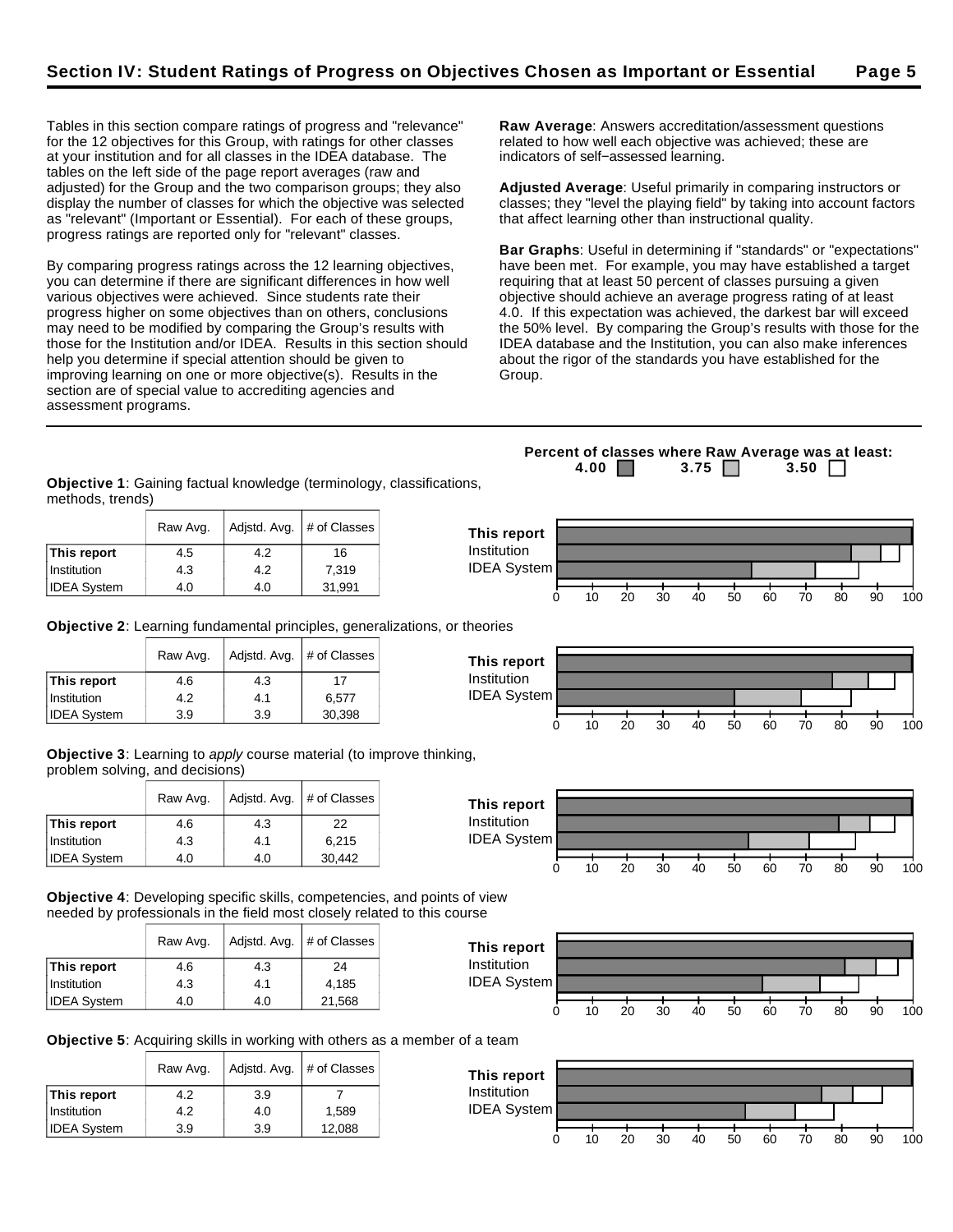## Section IV: Student Ratings of Progress on Objectives Chosen as Important or Essential

Tables in this section compare ratings of progress and "relevance" for the 12 objectives for this Group, with ratings for other classes at your institution and for all classes in the IDEA database. The tables on the left side of the page report averages (raw and adjusted) for the Group and the two comparison groups; they also display the number of classes for which the objective was selected as "relevant" (Important or Essential). For each of these groups, progress ratings are reported only for "relevant" classes.

By comparing progress ratings across the 12 learning objectives, you can determine if there are significant differences in how well various objectives were achieved. Since students rate their progress higher on some objectives than on others, conclusions may need to be modified by comparing the Group's results with those for the Institution and/or IDEA. Results in this section should help you determine if special attention should be given to improving learning on one or more objective(s). Results in the section are of special value to accrediting agencies and assessment programs.

**Raw Average**: Answers accreditation/assessment questions related to how well each objective was achieved; these are indicators of self−assessed learning.

**Adjusted Average**: Useful primarily in comparing instructors or classes; they "level the playing field" by taking into account factors that affect learning other than instructional quality.

**Bar Graphs**: Useful in determining if "standards" or "expectations" have been met. For example, you may have established a target requiring that at least 50 percent of classes pursuing a given objective should achieve an average progress rating of at least 4.0. If this expectation was achieved, the darkest bar will exceed the 50% level. By comparing the Group's results with those for the IDEA database and the Institution, you can also make inferences about the rigor of the standards you have established for the Group.

**Percent of classes where Raw Average was at least:** 4.00 / 3.75 / 3.50

**Objective 1**: Gaining factual knowledge (terminology, classifications, methods, trends)

| | Raw Avg. | Adjstd. Avg. | # of Classes |
|---|---|---|---|
| **This report** | 4.5 | 4.2 | 16 |
| Institution | 4.3 | 4.2 | 7,319 |
| IDEA System | 4.0 | 4.0 | 31,991 |

**Objective 2**: Learning fundamental principles, generalizations, or theories

| | Raw Avg. | Adjstd. Avg. | # of Classes |
|---|---|---|---|
| **This report** | 4.6 | 4.3 | 17 |
| Institution | 4.2 | 4.1 | 6,577 |
| IDEA System | 3.9 | 3.9 | 30,398 |

**Objective 3**: Learning to *apply* course material (to improve thinking, problem solving, and decisions)

| | Raw Avg. | Adjstd. Avg. | # of Classes |
|---|---|---|---|
| **This report** | 4.6 | 4.3 | 22 |
| Institution | 4.3 | 4.1 | 6,215 |
| IDEA System | 4.0 | 4.0 | 30,442 |

**Objective 4**: Developing specific skills, competencies, and points of view needed by professionals in the field most closely related to this course

| | Raw Avg. | Adjstd. Avg. | # of Classes |
|---|---|---|---|
| **This report** | 4.6 | 4.3 | 24 |
| Institution | 4.3 | 4.1 | 4,185 |
| IDEA System | 4.0 | 4.0 | 21,568 |

**Objective 5**: Acquiring skills in working with others as a member of a team

| | Raw Avg. | Adjstd. Avg. | # of Classes |
|---|---|---|---|
| **This report** | 4.2 | 3.9 | 7 |
| Institution | 4.2 | 4.0 | 1,589 |
| IDEA System | 3.9 | 3.9 | 12,088 |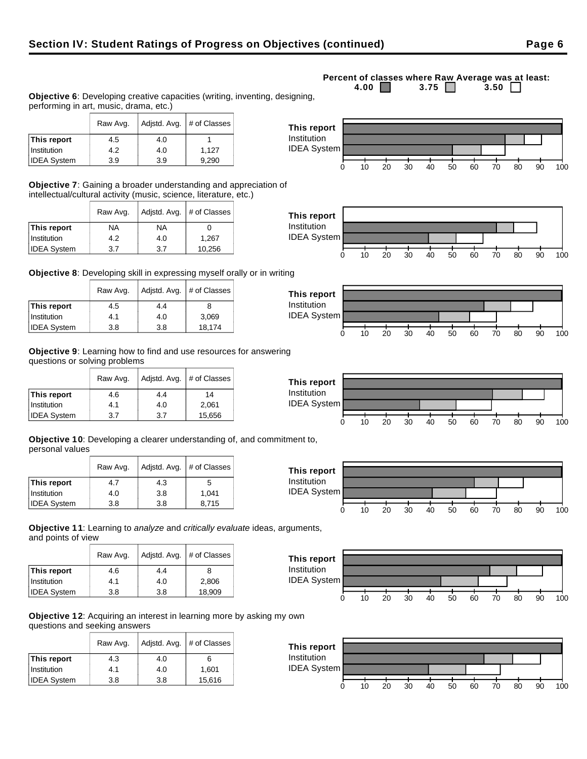## Section IV: Student Ratings of Progress on Objectives (continued)

Percent of classes where Raw Average was at least:
4.00 3.75 3.50

**Objective 6**: Developing creative capacities (writing, inventing, designing, performing in art, music, drama, etc.)

| | Raw Avg. | Adjstd. Avg. | # of Classes |
|---|---|---|---|
| **This report** | 4.5 | 4.0 | 1 |
| Institution | 4.2 | 4.0 | 1,127 |
| IDEA System | 3.9 | 3.9 | 9,290 |

This report
Institution
IDEA System
0 10 20 30 40 50 60 70 80 90 100

**Objective 7**: Gaining a broader understanding and appreciation of intellectual/cultural activity (music, science, literature, etc.)

| | Raw Avg. | Adjstd. Avg. | # of Classes |
|---|---|---|---|
| **This report** | NA | NA | 0 |
| Institution | 4.2 | 4.0 | 1,267 |
| IDEA System | 3.7 | 3.7 | 10,256 |

This report
Institution
IDEA System
0 10 20 30 40 50 60 70 80 90 100

**Objective 8**: Developing skill in expressing myself orally or in writing

| | Raw Avg. | Adjstd. Avg. | # of Classes |
|---|---|---|---|
| **This report** | 4.5 | 4.4 | 8 |
| Institution | 4.1 | 4.0 | 3,069 |
| IDEA System | 3.8 | 3.8 | 18,174 |

This report
Institution
IDEA System
0 10 20 30 40 50 60 70 80 90 100

**Objective 9**: Learning how to find and use resources for answering questions or solving problems

| | Raw Avg. | Adjstd. Avg. | # of Classes |
|---|---|---|---|
| **This report** | 4.6 | 4.4 | 14 |
| Institution | 4.1 | 4.0 | 2,061 |
| IDEA System | 3.7 | 3.7 | 15,656 |

This report
Institution
IDEA System
0 10 20 30 40 50 60 70 80 90 100

**Objective 10**: Developing a clearer understanding of, and commitment to, personal values

| | Raw Avg. | Adjstd. Avg. | # of Classes |
|---|---|---|---|
| **This report** | 4.7 | 4.3 | 5 |
| Institution | 4.0 | 3.8 | 1,041 |
| IDEA System | 3.8 | 3.8 | 8,715 |

This report
Institution
IDEA System
0 10 20 30 40 50 60 70 80 90 100

**Objective 11**: Learning to *analyze* and *critically evaluate* ideas, arguments, and points of view

| | Raw Avg. | Adjstd. Avg. | # of Classes |
|---|---|---|---|
| **This report** | 4.6 | 4.4 | 8 |
| Institution | 4.1 | 4.0 | 2,806 |
| IDEA System | 3.8 | 3.8 | 18,909 |

This report
Institution
IDEA System
0 10 20 30 40 50 60 70 80 90 100

**Objective 12**: Acquiring an interest in learning more by asking my own questions and seeking answers

| | Raw Avg. | Adjstd. Avg. | # of Classes |
|---|---|---|---|
| **This report** | 4.3 | 4.0 | 6 |
| Institution | 4.1 | 4.0 | 1,601 |
| IDEA System | 3.8 | 3.8 | 15,616 |

This report
Institution
IDEA System
0 10 20 30 40 50 60 70 80 90 100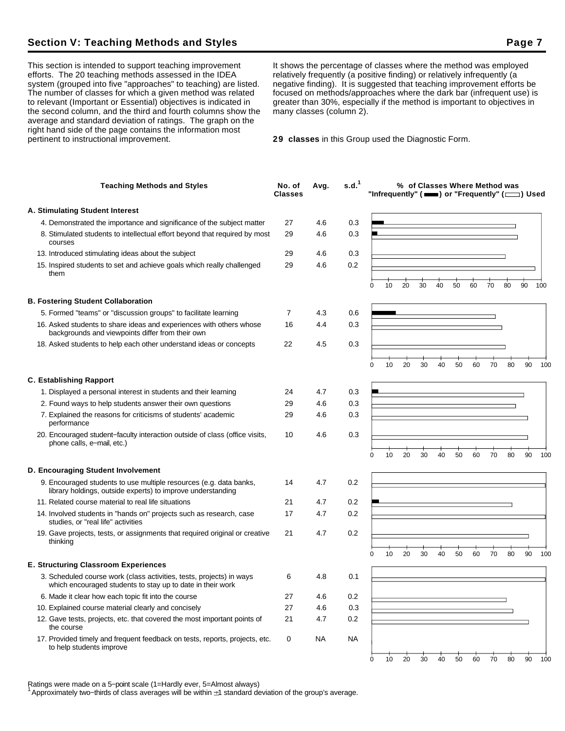## Section V: Teaching Methods and Styles

This section is intended to support teaching improvement efforts. The 20 teaching methods assessed in the IDEA system (grouped into five "approaches" to teaching) are listed. The number of classes for which a given method was related to relevant (Important or Essential) objectives is indicated in the second column, and the third and fourth columns show the average and standard deviation of ratings. The graph on the right hand side of the page contains the information most pertinent to instructional improvement.

It shows the percentage of classes where the method was employed relatively frequently (a positive finding) or relatively infrequently (a negative finding). It is suggested that teaching improvement efforts be focused on methods/approaches where the dark bar (infrequent use) is greater than 30%, especially if the method is important to objectives in many classes (column 2).

**29 classes** in this Group used the Diagnostic Form.

| Teaching Methods and Styles | No. of Classes | Avg. | s.d.[1] |
|---|---|---|---|
| **A. Stimulating Student Interest** | | | |
| 4. Demonstrated the importance and significance of the subject matter | 27 | 4.6 | 0.3 |
| 8. Stimulated students to intellectual effort beyond that required by most courses | 29 | 4.6 | 0.3 |
| 13. Introduced stimulating ideas about the subject | 29 | 4.6 | 0.3 |
| 15. Inspired students to set and achieve goals which really challenged them | 29 | 4.6 | 0.2 |
| **B. Fostering Student Collaboration** | | | |
| 5. Formed "teams" or "discussion groups" to facilitate learning | 7 | 4.3 | 0.6 |
| 16. Asked students to share ideas and experiences with others whose backgrounds and viewpoints differ from their own | 16 | 4.4 | 0.3 |
| 18. Asked students to help each other understand ideas or concepts | 22 | 4.5 | 0.3 |
| **C. Establishing Rapport** | | | |
| 1. Displayed a personal interest in students and their learning | 24 | 4.7 | 0.3 |
| 2. Found ways to help students answer their own questions | 29 | 4.6 | 0.3 |
| 7. Explained the reasons for criticisms of students' academic performance | 29 | 4.6 | 0.3 |
| 20. Encouraged student-faculty interaction outside of class (office visits, phone calls, e-mail, etc.) | 10 | 4.6 | 0.3 |
| **D. Encouraging Student Involvement** | | | |
| 9. Encouraged students to use multiple resources (e.g. data banks, library holdings, outside experts) to improve understanding | 14 | 4.7 | 0.2 |
| 11. Related course material to real life situations | 21 | 4.7 | 0.2 |
| 14. Involved students in "hands on" projects such as research, case studies, or "real life" activities | 17 | 4.7 | 0.2 |
| 19. Gave projects, tests, or assignments that required original or creative thinking | 21 | 4.7 | 0.2 |
| **E. Structuring Classroom Experiences** | | | |
| 3. Scheduled course work (class activities, tests, projects) in ways which encouraged students to stay up to date in their work | 6 | 4.8 | 0.1 |
| 6. Made it clear how each topic fit into the course | 27 | 4.6 | 0.2 |
| 10. Explained course material clearly and concisely | 27 | 4.6 | 0.3 |
| 12. Gave tests, projects, etc. that covered the most important points of the course | 21 | 4.7 | 0.2 |
| 17. Provided timely and frequent feedback on tests, reports, projects, etc. to help students improve | 0 | NA | NA |

% of Classes Where Method was "Infrequently" ( ▬ ) or "Frequently" ( ▭ ) Used

0 10 20 30 40 50 60 70 80 90 100

Ratings were made on a 5-point scale (1=Hardly ever, 5=Almost always)

[1] Approximately two-thirds of class averages will be within ±1 standard deviation of the group's average.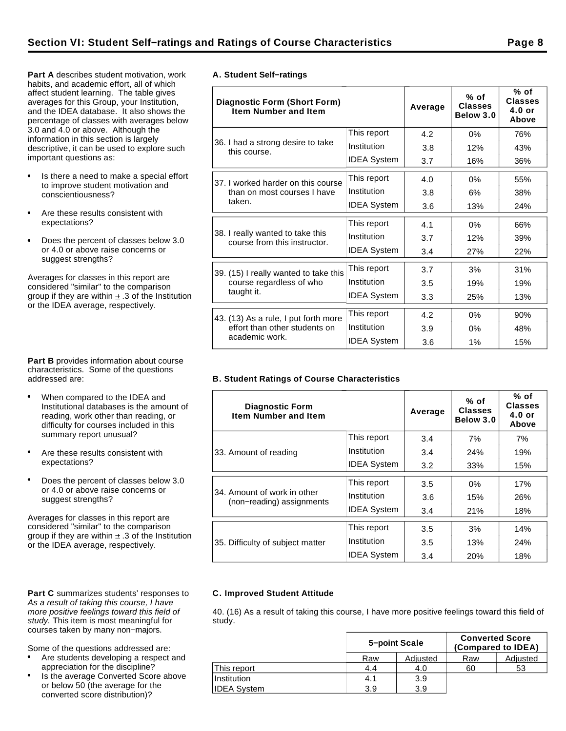## Section VI: Student Self−ratings and Ratings of Course Characteristics

**Part A** describes student motivation, work habits, and academic effort, all of which affect student learning. The table gives averages for this Group, your Institution, and the IDEA database. It also shows the percentage of classes with averages below 3.0 and 4.0 or above. Although the information in this section is largely descriptive, it can be used to explore such important questions as:

- Is there a need to make a special effort to improve student motivation and conscientiousness?
- Are these results consistent with expectations?
- Does the percent of classes below 3.0 or 4.0 or above raise concerns or suggest strengths?

Averages for classes in this report are considered "similar" to the comparison group if they are within ± .3 of the Institution or the IDEA average, respectively.

### A. Student Self−ratings

| Diagnostic Form (Short Form) Item Number and Item | | Average | % of Classes Below 3.0 | % of Classes 4.0 or Above |
|---|---|---|---|---|
| 36. I had a strong desire to take this course. | This report | 4.2 | 0% | 76% |
| | Institution | 3.8 | 12% | 43% |
| | IDEA System | 3.7 | 16% | 36% |
| 37. I worked harder on this course than on most courses I have taken. | This report | 4.0 | 0% | 55% |
| | Institution | 3.8 | 6% | 38% |
| | IDEA System | 3.6 | 13% | 24% |
| 38. I really wanted to take this course from this instructor. | This report | 4.1 | 0% | 66% |
| | Institution | 3.7 | 12% | 39% |
| | IDEA System | 3.4 | 27% | 22% |
| 39. (15) I really wanted to take this course regardless of who taught it. | This report | 3.7 | 3% | 31% |
| | Institution | 3.5 | 19% | 19% |
| | IDEA System | 3.3 | 25% | 13% |
| 43. (13) As a rule, I put forth more effort than other students on academic work. | This report | 4.2 | 0% | 90% |
| | Institution | 3.9 | 0% | 48% |
| | IDEA System | 3.6 | 1% | 15% |

**Part B** provides information about course characteristics. Some of the questions addressed are:

- When compared to the IDEA and Institutional databases is the amount of reading, work other than reading, or difficulty for courses included in this summary report unusual?
- Are these results consistent with expectations?
- Does the percent of classes below 3.0 or 4.0 or above raise concerns or suggest strengths?

Averages for classes in this report are considered "similar" to the comparison group if they are within ± .3 of the Institution or the IDEA average, respectively.

### B. Student Ratings of Course Characteristics

| Diagnostic Form Item Number and Item | | Average | % of Classes Below 3.0 | % of Classes 4.0 or Above |
|---|---|---|---|---|
| 33. Amount of reading | This report | 3.4 | 7% | 7% |
| | Institution | 3.4 | 24% | 19% |
| | IDEA System | 3.2 | 33% | 15% |
| 34. Amount of work in other (non−reading) assignments | This report | 3.5 | 0% | 17% |
| | Institution | 3.6 | 15% | 26% |
| | IDEA System | 3.4 | 21% | 18% |
| 35. Difficulty of subject matter | This report | 3.5 | 3% | 14% |
| | Institution | 3.5 | 13% | 24% |
| | IDEA System | 3.4 | 20% | 18% |

**Part C** summarizes students' responses to *As a result of taking this course, I have more positive feelings toward this field of study.* This item is most meaningful for courses taken by many non−majors.

Some of the questions addressed are:

- Are students developing a respect and appreciation for the discipline?
- Is the average Converted Score above or below 50 (the average for the converted score distribution)?

### C. Improved Student Attitude

40. (16) As a result of taking this course, I have more positive feelings toward this field of study.

| | 5−point Scale | | Converted Score (Compared to IDEA) | |
|---|---|---|---|---|
| | Raw | Adjusted | Raw | Adjusted |
| This report | 4.4 | 4.0 | 60 | 53 |
| Institution | 4.1 | 3.9 | | |
| IDEA System | 3.9 | 3.9 | | |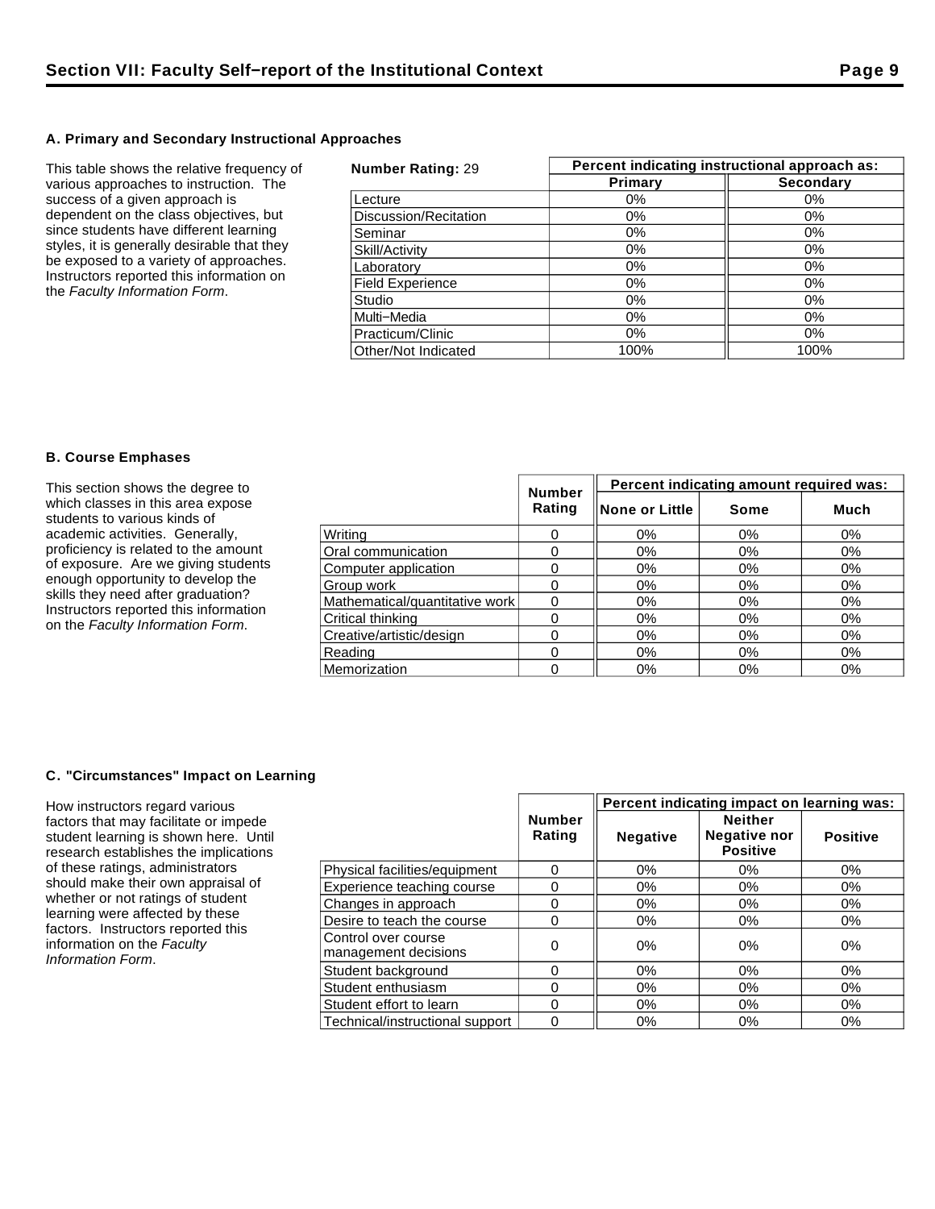## Section VII: Faculty Self−report of the Institutional Context

### A. Primary and Secondary Instructional Approaches

This table shows the relative frequency of various approaches to instruction. The success of a given approach is dependent on the class objectives, but since students have different learning styles, it is generally desirable that they be exposed to a variety of approaches. Instructors reported this information on the *Faculty Information Form*.

| **Number Rating:** 29 | Percent indicating instructional approach as: | |
|---|---|---|
| | Primary | Secondary |
| Lecture | 0% | 0% |
| Discussion/Recitation | 0% | 0% |
| Seminar | 0% | 0% |
| Skill/Activity | 0% | 0% |
| Laboratory | 0% | 0% |
| Field Experience | 0% | 0% |
| Studio | 0% | 0% |
| Multi−Media | 0% | 0% |
| Practicum/Clinic | 0% | 0% |
| Other/Not Indicated | 100% | 100% |

### B. Course Emphases

This section shows the degree to which classes in this area expose students to various kinds of academic activities. Generally, proficiency is related to the amount of exposure. Are we giving students enough opportunity to develop the skills they need after graduation? Instructors reported this information on the *Faculty Information Form*.

| | Number Rating | Percent indicating amount required was: | | |
|---|---|---|---|---|
| | | None or Little | Some | Much |
| Writing | 0 | 0% | 0% | 0% |
| Oral communication | 0 | 0% | 0% | 0% |
| Computer application | 0 | 0% | 0% | 0% |
| Group work | 0 | 0% | 0% | 0% |
| Mathematical/quantitative work | 0 | 0% | 0% | 0% |
| Critical thinking | 0 | 0% | 0% | 0% |
| Creative/artistic/design | 0 | 0% | 0% | 0% |
| Reading | 0 | 0% | 0% | 0% |
| Memorization | 0 | 0% | 0% | 0% |

### C. "Circumstances" Impact on Learning

How instructors regard various factors that may facilitate or impede student learning is shown here. Until research establishes the implications of these ratings, administrators should make their own appraisal of whether or not ratings of student learning were affected by these factors. Instructors reported this information on the *Faculty Information Form*.

| | Number Rating | Percent indicating impact on learning was: | | |
|---|---|---|---|---|
| | | Negative | Neither Negative nor Positive | Positive |
| Physical facilities/equipment | 0 | 0% | 0% | 0% |
| Experience teaching course | 0 | 0% | 0% | 0% |
| Changes in approach | 0 | 0% | 0% | 0% |
| Desire to teach the course | 0 | 0% | 0% | 0% |
| Control over course management decisions | 0 | 0% | 0% | 0% |
| Student background | 0 | 0% | 0% | 0% |
| Student enthusiasm | 0 | 0% | 0% | 0% |
| Student effort to learn | 0 | 0% | 0% | 0% |
| Technical/instructional support | 0 | 0% | 0% | 0% |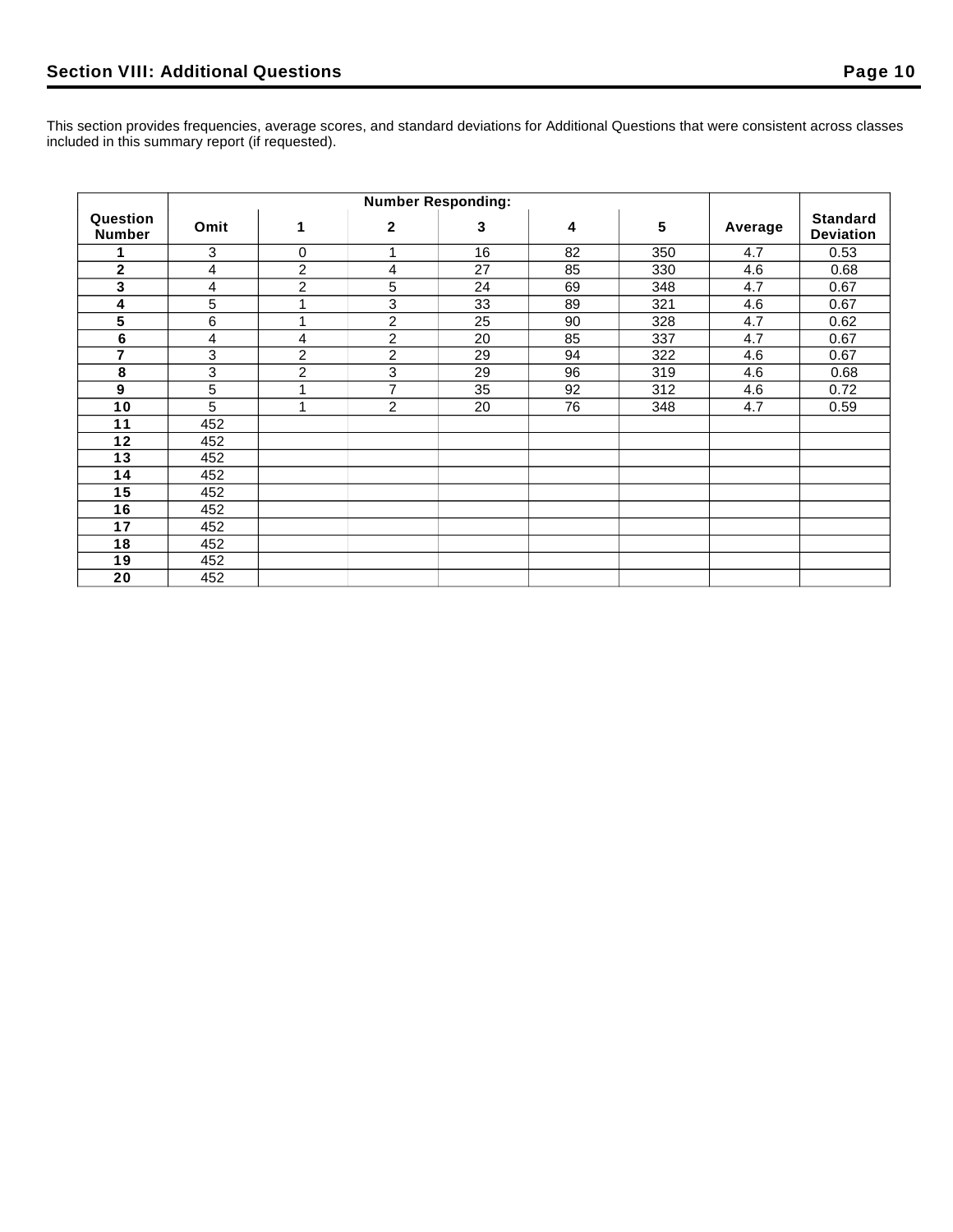## Section VIII: Additional Questions

This section provides frequencies, average scores, and standard deviations for Additional Questions that were consistent across classes included in this summary report (if requested).

| Question Number | Number Responding: Omit | 1 | 2 | 3 | 4 | 5 | Average | Standard Deviation |
|---|---|---|---|---|---|---|---|---|
| 1 | 3 | 0 | 1 | 16 | 82 | 350 | 4.7 | 0.53 |
| 2 | 4 | 2 | 4 | 27 | 85 | 330 | 4.6 | 0.68 |
| 3 | 4 | 2 | 5 | 24 | 69 | 348 | 4.7 | 0.67 |
| 4 | 5 | 1 | 3 | 33 | 89 | 321 | 4.6 | 0.67 |
| 5 | 6 | 1 | 2 | 25 | 90 | 328 | 4.7 | 0.62 |
| 6 | 4 | 4 | 2 | 20 | 85 | 337 | 4.7 | 0.67 |
| 7 | 3 | 2 | 2 | 29 | 94 | 322 | 4.6 | 0.67 |
| 8 | 3 | 2 | 3 | 29 | 96 | 319 | 4.6 | 0.68 |
| 9 | 5 | 1 | 7 | 35 | 92 | 312 | 4.6 | 0.72 |
| 10 | 5 | 1 | 2 | 20 | 76 | 348 | 4.7 | 0.59 |
| 11 | 452 | | | | | | | |
| 12 | 452 | | | | | | | |
| 13 | 452 | | | | | | | |
| 14 | 452 | | | | | | | |
| 15 | 452 | | | | | | | |
| 16 | 452 | | | | | | | |
| 17 | 452 | | | | | | | |
| 18 | 452 | | | | | | | |
| 19 | 452 | | | | | | | |
| 20 | 452 | | | | | | | |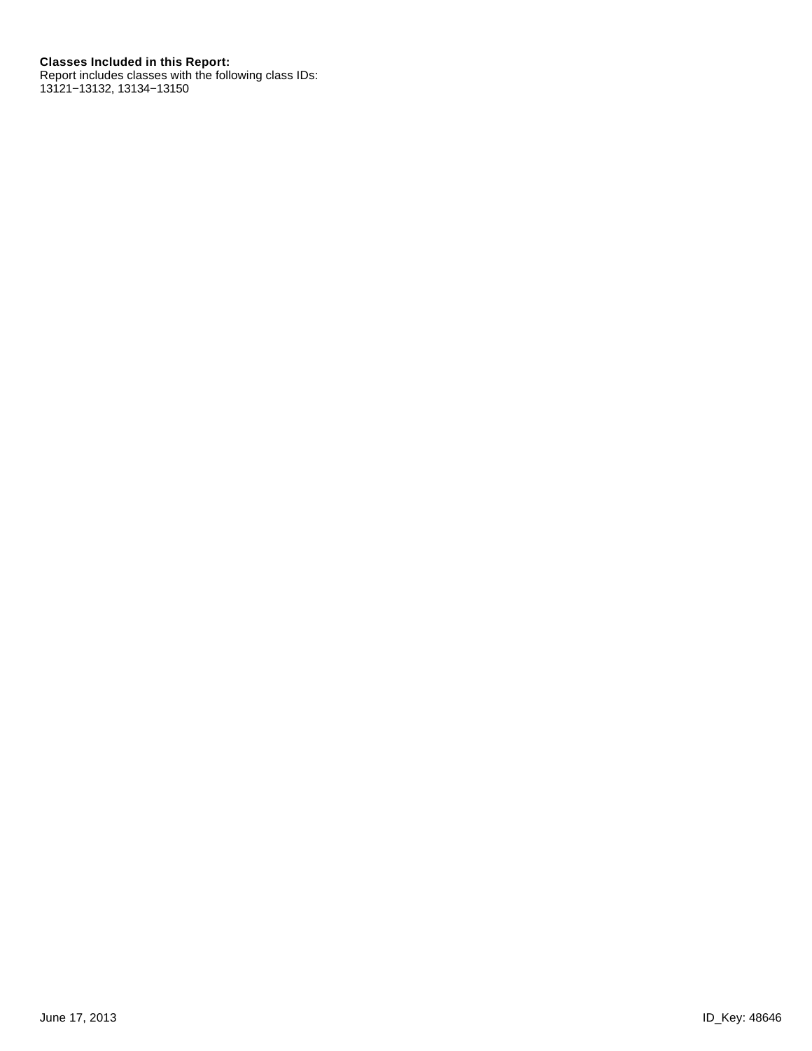**Classes Included in this Report:**

Report includes classes with the following class IDs:
13121−13132, 13134−13150